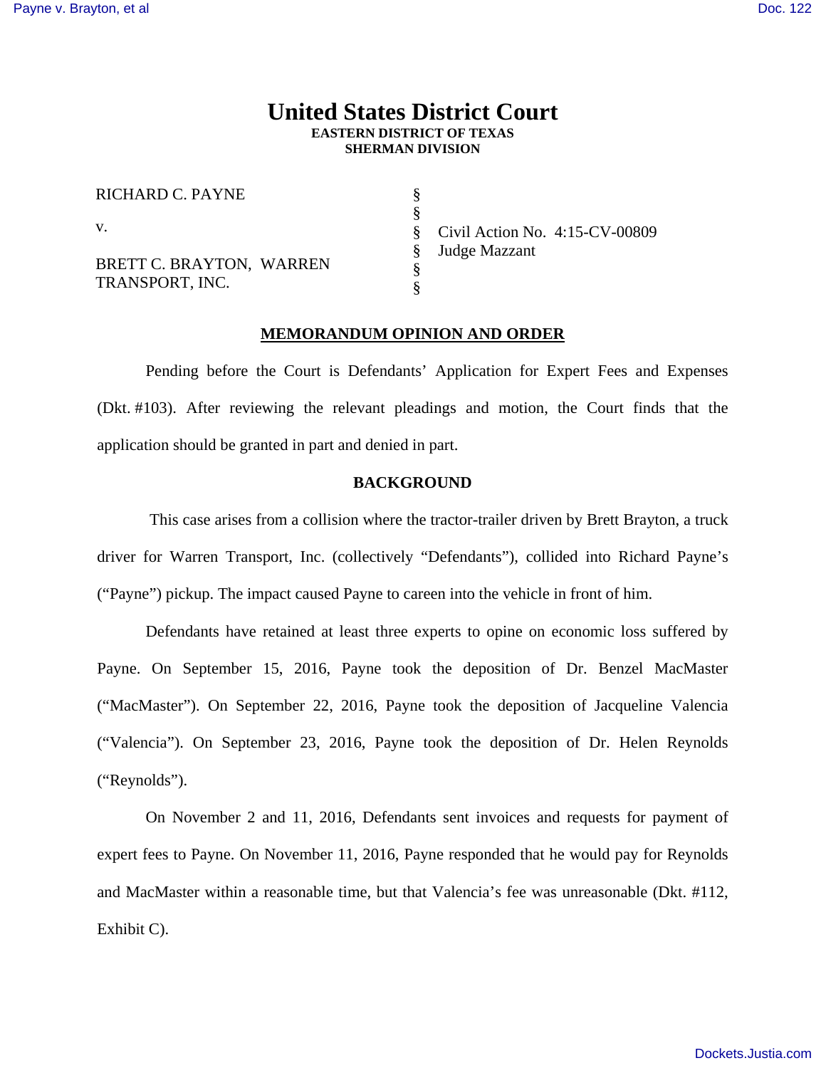# United States District Court
**EASTERN DISTRICT OF TEXAS**
**SHERMAN DIVISION**

| | | |
|---|---|---|
| RICHARD C. PAYNE | § | |
| | § | |
| v. | § | Civil Action No. 4:15-CV-00809 |
| | § | Judge Mazzant |
| BRETT C. BRAYTON, WARREN TRANSPORT, INC. | § | |
| | § | |

## MEMORANDUM OPINION AND ORDER

Pending before the Court is Defendants' Application for Expert Fees and Expenses (Dkt. #103). After reviewing the relevant pleadings and motion, the Court finds that the application should be granted in part and denied in part.

## BACKGROUND

This case arises from a collision where the tractor-trailer driven by Brett Brayton, a truck driver for Warren Transport, Inc. (collectively "Defendants"), collided into Richard Payne's ("Payne") pickup. The impact caused Payne to careen into the vehicle in front of him.

Defendants have retained at least three experts to opine on economic loss suffered by Payne. On September 15, 2016, Payne took the deposition of Dr. Benzel MacMaster ("MacMaster"). On September 22, 2016, Payne took the deposition of Jacqueline Valencia ("Valencia"). On September 23, 2016, Payne took the deposition of Dr. Helen Reynolds ("Reynolds").

On November 2 and 11, 2016, Defendants sent invoices and requests for payment of expert fees to Payne. On November 11, 2016, Payne responded that he would pay for Reynolds and MacMaster within a reasonable time, but that Valencia's fee was unreasonable (Dkt. #112, Exhibit C).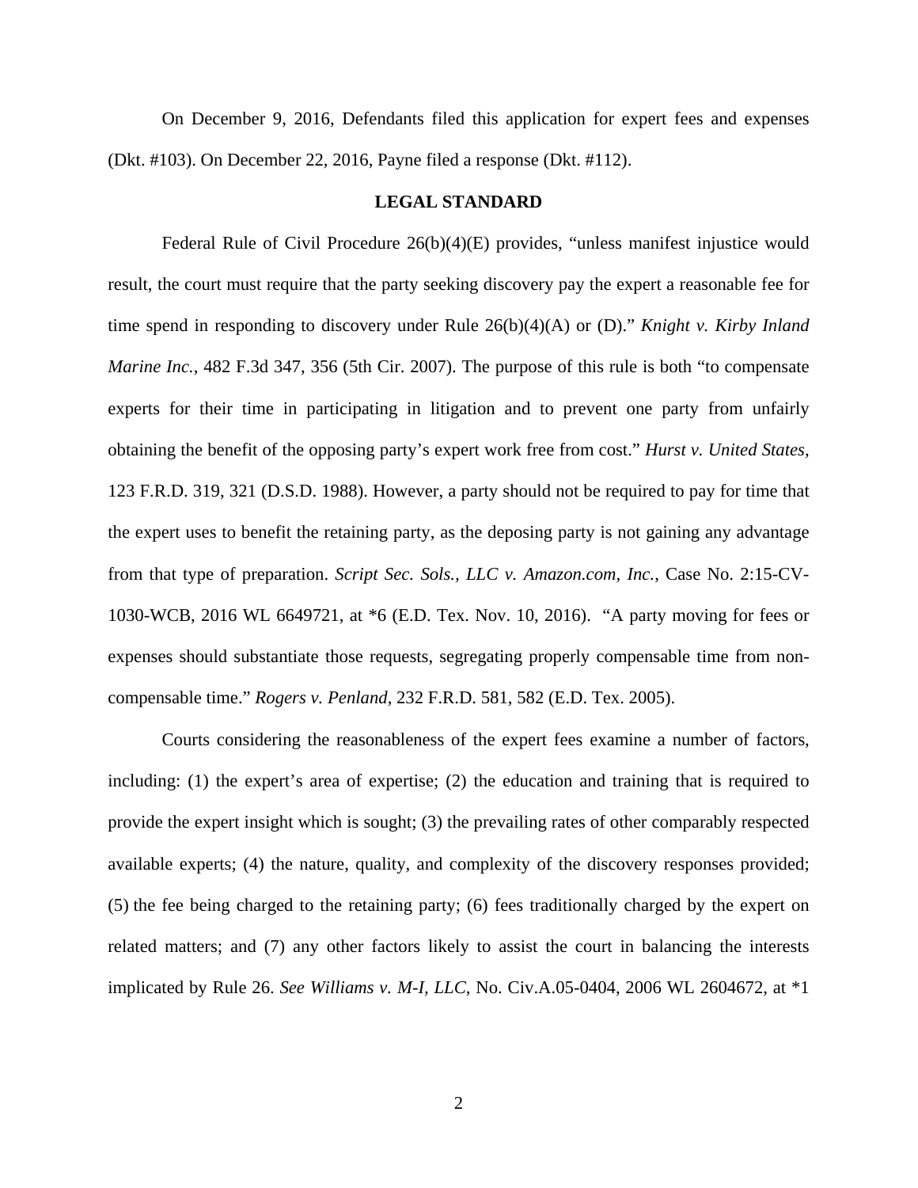On December 9, 2016, Defendants filed this application for expert fees and expenses (Dkt. #103). On December 22, 2016, Payne filed a response (Dkt. #112).

## LEGAL STANDARD

Federal Rule of Civil Procedure 26(b)(4)(E) provides, "unless manifest injustice would result, the court must require that the party seeking discovery pay the expert a reasonable fee for time spend in responding to discovery under Rule 26(b)(4)(A) or (D)." *Knight v. Kirby Inland Marine Inc.*, 482 F.3d 347, 356 (5th Cir. 2007). The purpose of this rule is both "to compensate experts for their time in participating in litigation and to prevent one party from unfairly obtaining the benefit of the opposing party's expert work free from cost." *Hurst v. United States*, 123 F.R.D. 319, 321 (D.S.D. 1988). However, a party should not be required to pay for time that the expert uses to benefit the retaining party, as the deposing party is not gaining any advantage from that type of preparation. *Script Sec. Sols., LLC v. Amazon.com, Inc.*, Case No. 2:15-CV-1030-WCB, 2016 WL 6649721, at *6 (E.D. Tex. Nov. 10, 2016). "A party moving for fees or expenses should substantiate those requests, segregating properly compensable time from non-compensable time." *Rogers v. Penland*, 232 F.R.D. 581, 582 (E.D. Tex. 2005).

Courts considering the reasonableness of the expert fees examine a number of factors, including: (1) the expert's area of expertise; (2) the education and training that is required to provide the expert insight which is sought; (3) the prevailing rates of other comparably respected available experts; (4) the nature, quality, and complexity of the discovery responses provided; (5) the fee being charged to the retaining party; (6) fees traditionally charged by the expert on related matters; and (7) any other factors likely to assist the court in balancing the interests implicated by Rule 26. *See Williams v. M-I, LLC*, No. Civ.A.05-0404, 2006 WL 2604672, at *1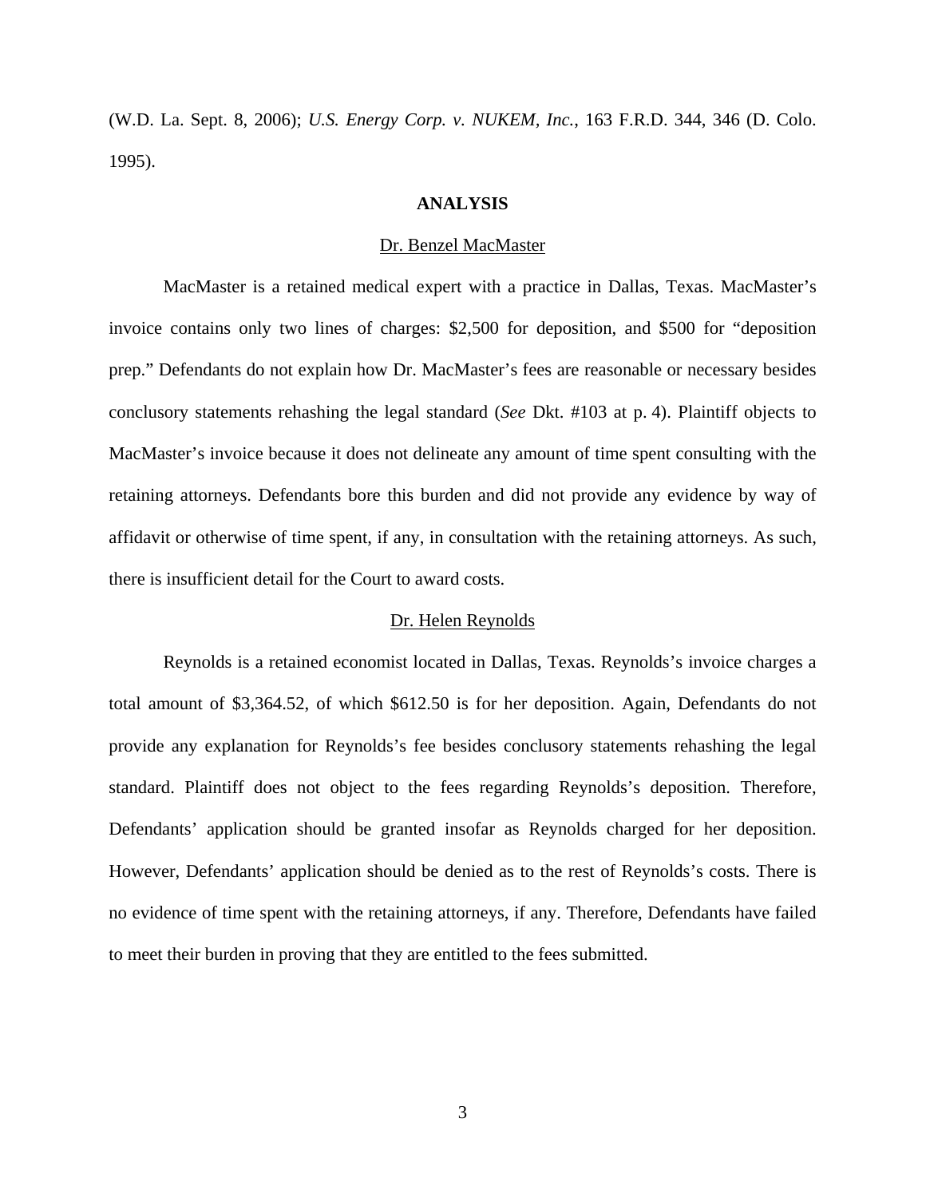(W.D. La. Sept. 8, 2006); *U.S. Energy Corp. v. NUKEM, Inc.*, 163 F.R.D. 344, 346 (D. Colo. 1995).

## ANALYSIS

### Dr. Benzel MacMaster

MacMaster is a retained medical expert with a practice in Dallas, Texas. MacMaster's invoice contains only two lines of charges: $2,500 for deposition, and $500 for "deposition prep." Defendants do not explain how Dr. MacMaster's fees are reasonable or necessary besides conclusory statements rehashing the legal standard (*See* Dkt. #103 at p. 4). Plaintiff objects to MacMaster's invoice because it does not delineate any amount of time spent consulting with the retaining attorneys. Defendants bore this burden and did not provide any evidence by way of affidavit or otherwise of time spent, if any, in consultation with the retaining attorneys. As such, there is insufficient detail for the Court to award costs.

### Dr. Helen Reynolds

Reynolds is a retained economist located in Dallas, Texas. Reynolds's invoice charges a total amount of $3,364.52, of which $612.50 is for her deposition. Again, Defendants do not provide any explanation for Reynolds's fee besides conclusory statements rehashing the legal standard. Plaintiff does not object to the fees regarding Reynolds's deposition. Therefore, Defendants' application should be granted insofar as Reynolds charged for her deposition. However, Defendants' application should be denied as to the rest of Reynolds's costs. There is no evidence of time spent with the retaining attorneys, if any. Therefore, Defendants have failed to meet their burden in proving that they are entitled to the fees submitted.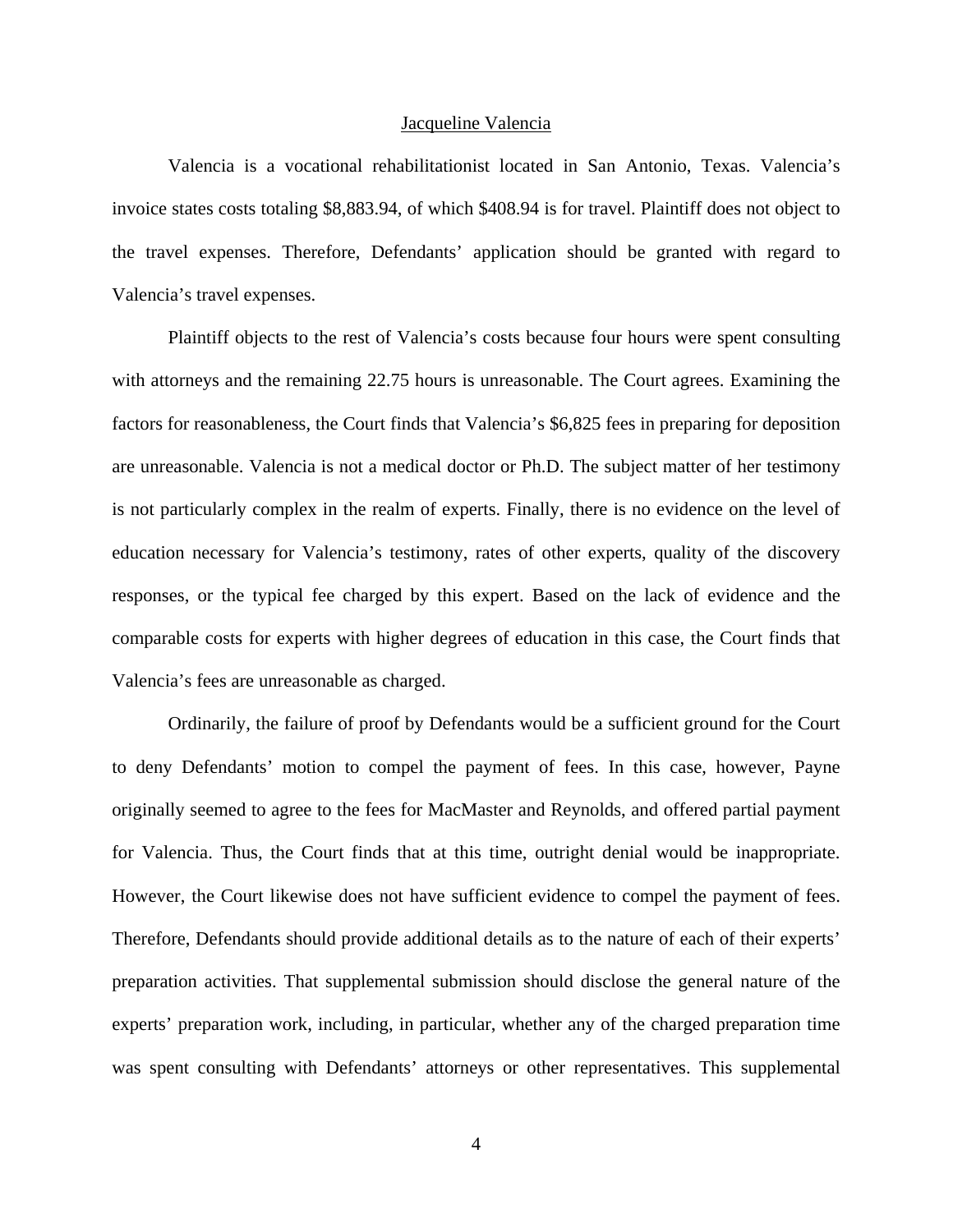<u>Jacqueline Valencia</u>

Valencia is a vocational rehabilitationist located in San Antonio, Texas. Valencia's invoice states costs totaling $8,883.94, of which $408.94 is for travel. Plaintiff does not object to the travel expenses. Therefore, Defendants' application should be granted with regard to Valencia's travel expenses.

Plaintiff objects to the rest of Valencia's costs because four hours were spent consulting with attorneys and the remaining 22.75 hours is unreasonable. The Court agrees. Examining the factors for reasonableness, the Court finds that Valencia's $6,825 fees in preparing for deposition are unreasonable. Valencia is not a medical doctor or Ph.D. The subject matter of her testimony is not particularly complex in the realm of experts. Finally, there is no evidence on the level of education necessary for Valencia's testimony, rates of other experts, quality of the discovery responses, or the typical fee charged by this expert. Based on the lack of evidence and the comparable costs for experts with higher degrees of education in this case, the Court finds that Valencia's fees are unreasonable as charged.

Ordinarily, the failure of proof by Defendants would be a sufficient ground for the Court to deny Defendants' motion to compel the payment of fees. In this case, however, Payne originally seemed to agree to the fees for MacMaster and Reynolds, and offered partial payment for Valencia. Thus, the Court finds that at this time, outright denial would be inappropriate. However, the Court likewise does not have sufficient evidence to compel the payment of fees. Therefore, Defendants should provide additional details as to the nature of each of their experts' preparation activities. That supplemental submission should disclose the general nature of the experts' preparation work, including, in particular, whether any of the charged preparation time was spent consulting with Defendants' attorneys or other representatives. This supplemental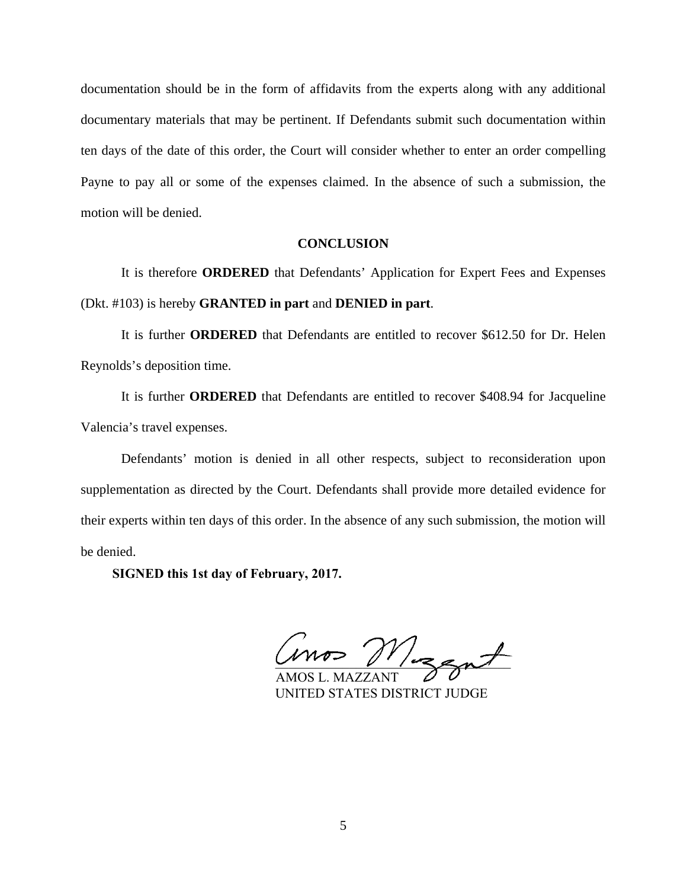documentation should be in the form of affidavits from the experts along with any additional documentary materials that may be pertinent. If Defendants submit such documentation within ten days of the date of this order, the Court will consider whether to enter an order compelling Payne to pay all or some of the expenses claimed. In the absence of such a submission, the motion will be denied.

## CONCLUSION

It is therefore **ORDERED** that Defendants' Application for Expert Fees and Expenses (Dkt. #103) is hereby **GRANTED in part** and **DENIED in part**.

It is further **ORDERED** that Defendants are entitled to recover $612.50 for Dr. Helen Reynolds's deposition time.

It is further **ORDERED** that Defendants are entitled to recover $408.94 for Jacqueline Valencia's travel expenses.

Defendants' motion is denied in all other respects, subject to reconsideration upon supplementation as directed by the Court. Defendants shall provide more detailed evidence for their experts within ten days of this order. In the absence of any such submission, the motion will be denied.

**SIGNED this 1st day of February, 2017.**

AMOS L. MAZZANT
UNITED STATES DISTRICT JUDGE